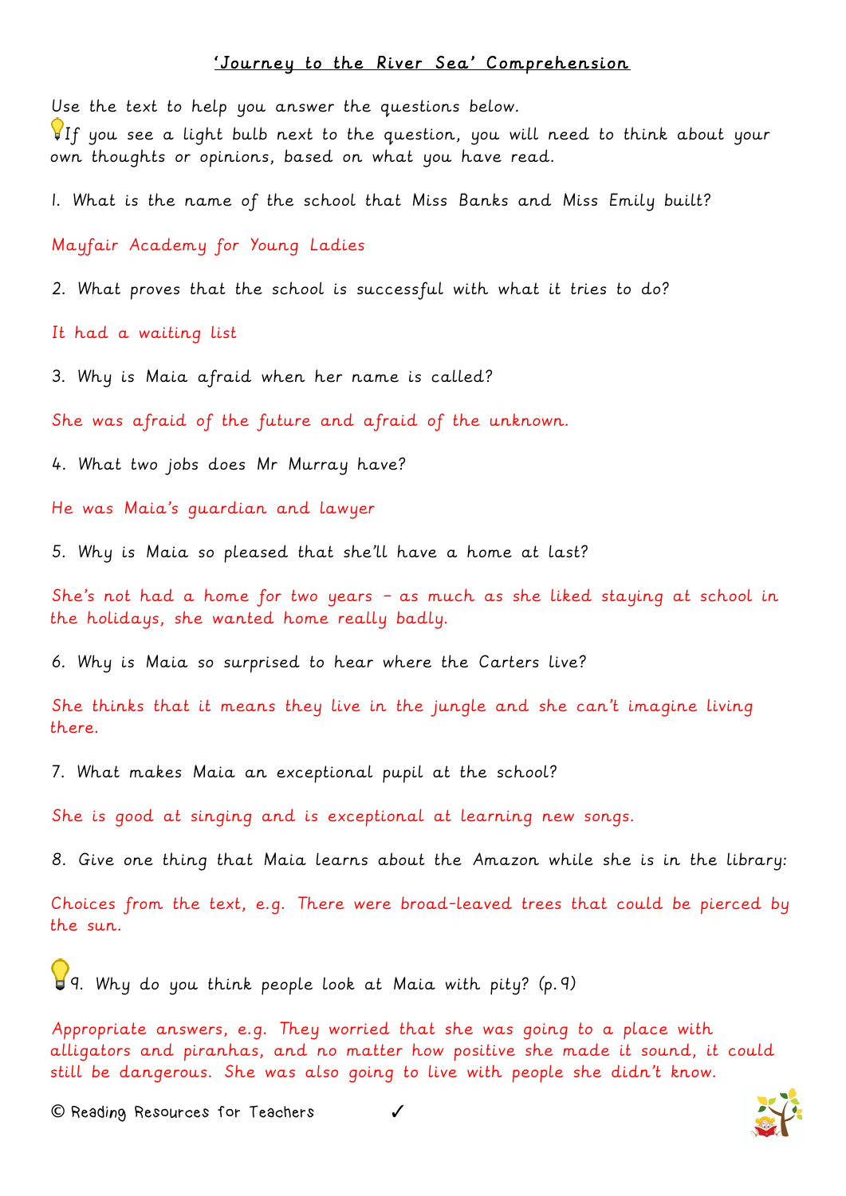## 'Journey to the River Sea' Comprehension

Use the text to help you answer the questions below.

💡If you see a light bulb next to the question, you will need to think about your own thoughts or opinions, based on what you have read.

1. What is the name of the school that Miss Banks and Miss Emily built?

Mayfair Academy for Young Ladies

2. What proves that the school is successful with what it tries to do?

It had a waiting list

3. Why is Maia afraid when her name is called?

She was afraid of the future and afraid of the unknown.

4. What two jobs does Mr Murray have?

He was Maia's guardian and lawyer

5. Why is Maia so pleased that she'll have a home at last?

She's not had a home for two years – as much as she liked staying at school in the holidays, she wanted home really badly.

6. Why is Maia so surprised to hear where the Carters live?

She thinks that it means they live in the jungle and she can't imagine living there.

7. What makes Maia an exceptional pupil at the school?

She is good at singing and is exceptional at learning new songs.

8. Give one thing that Maia learns about the Amazon while she is in the library:

Choices from the text, e.g. There were broad-leaved trees that could be pierced by the sun.

💡9. Why do you think people look at Maia with pity? (p.9)

Appropriate answers, e.g. They worried that she was going to a place with alligators and piranhas, and no matter how positive she made it sound, it could still be dangerous. She was also going to live with people she didn't know.

© Reading Resources for Teachers ✓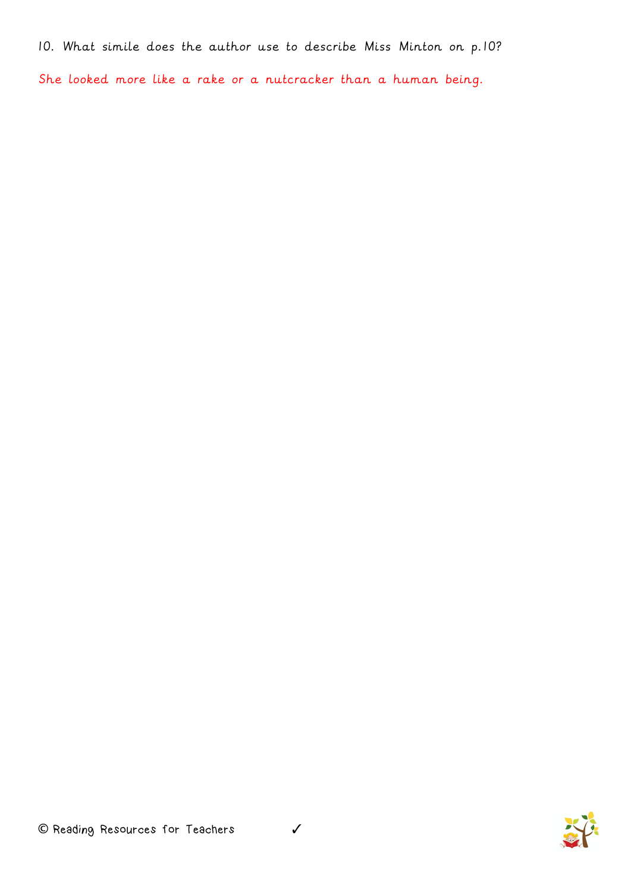10. What simile does the author use to describe Miss Minton on p.10?

She looked more like a rake or a nutcracker than a human being.